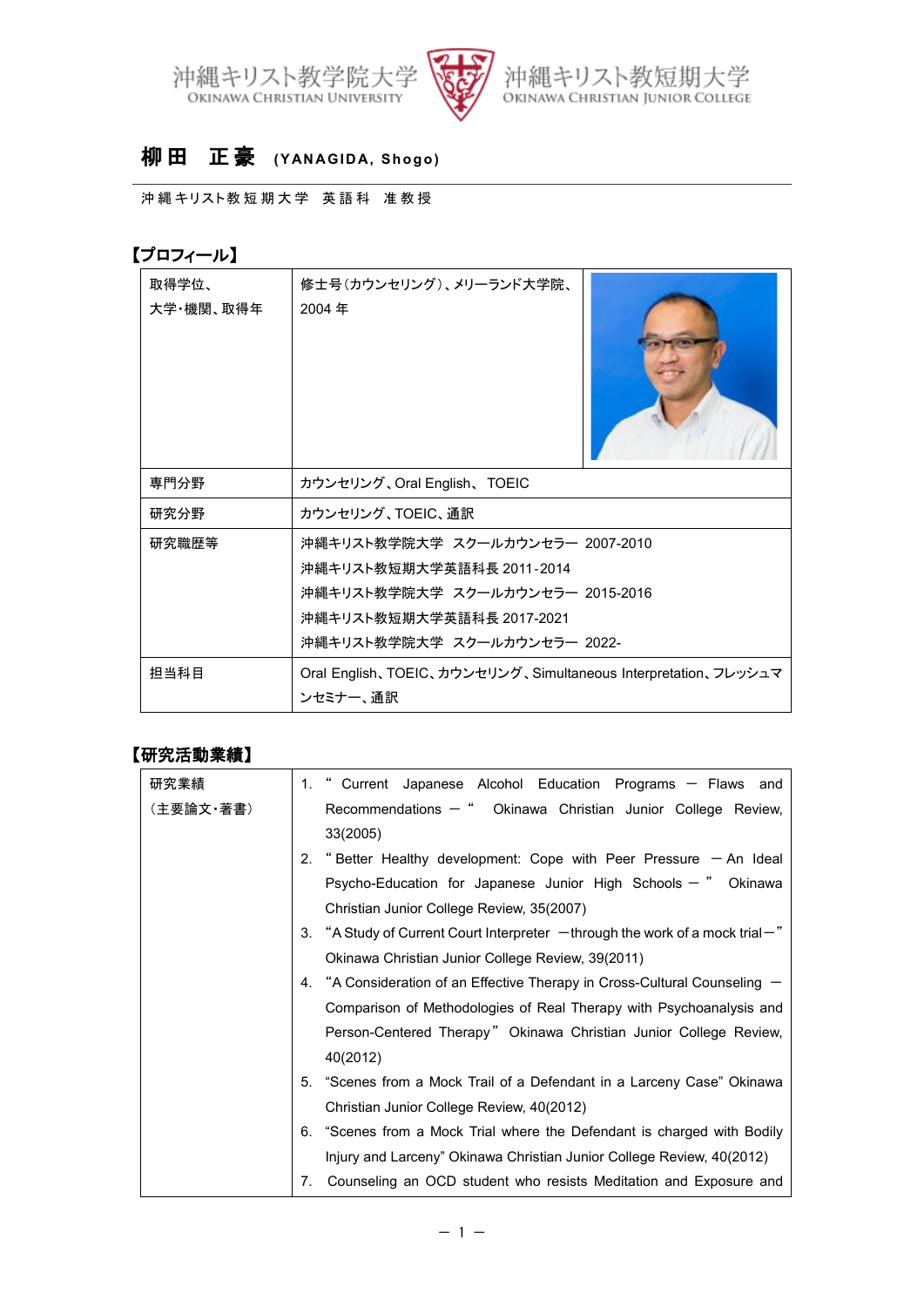沖縄キリスト教学院大学 OKINAWA CHRISTIAN UNIVERSITY　沖縄キリスト教短期大学 OKINAWA CHRISTIAN JUNIOR COLLEGE

# 柳田　正豪 (YANAGIDA, Shogo)

沖縄キリスト教短期大学　英語科　准教授

## 【プロフィール】

| | |
|---|---|
| 取得学位、大学・機関、取得年 | 修士号(カウンセリング)、メリーランド大学院、2004 年 |
| 専門分野 | カウンセリング、Oral English、 TOEIC |
| 研究分野 | カウンセリング、TOEIC、通訳 |
| 研究職歴等 | 沖縄キリスト教学院大学　スクールカウンセラー　2007-2010<br>沖縄キリスト教短期大学英語科長 2011-2014<br>沖縄キリスト教学院大学　スクールカウンセラー　2015-2016<br>沖縄キリスト教短期大学英語科長 2017-2021<br>沖縄キリスト教学院大学　スクールカウンセラー　2022- |
| 担当科目 | Oral English、TOEIC、カウンセリング、Simultaneous Interpretation、フレッシュマンセミナー、通訳 |

## 【研究活動業績】

| | |
|---|---|
| 研究業績<br>(主要論文・著書) | 1. “Current Japanese Alcohol Education Programs – Flaws and Recommendations –“ Okinawa Christian Junior College Review, 33(2005)<br>2. “Better Healthy development: Cope with Peer Pressure – An Ideal Psycho-Education for Japanese Junior High Schools –” Okinawa Christian Junior College Review, 35(2007)<br>3. “A Study of Current Court Interpreter –through the work of a mock trial–” Okinawa Christian Junior College Review, 39(2011)<br>4. “A Consideration of an Effective Therapy in Cross-Cultural Counseling – Comparison of Methodologies of Real Therapy with Psychoanalysis and Person-Centered Therapy” Okinawa Christian Junior College Review, 40(2012)<br>5. “Scenes from a Mock Trail of a Defendant in a Larceny Case” Okinawa Christian Junior College Review, 40(2012)<br>6. “Scenes from a Mock Trial where the Defendant is charged with Bodily Injury and Larceny” Okinawa Christian Junior College Review, 40(2012)<br>7. Counseling an OCD student who resists Meditation and Exposure and |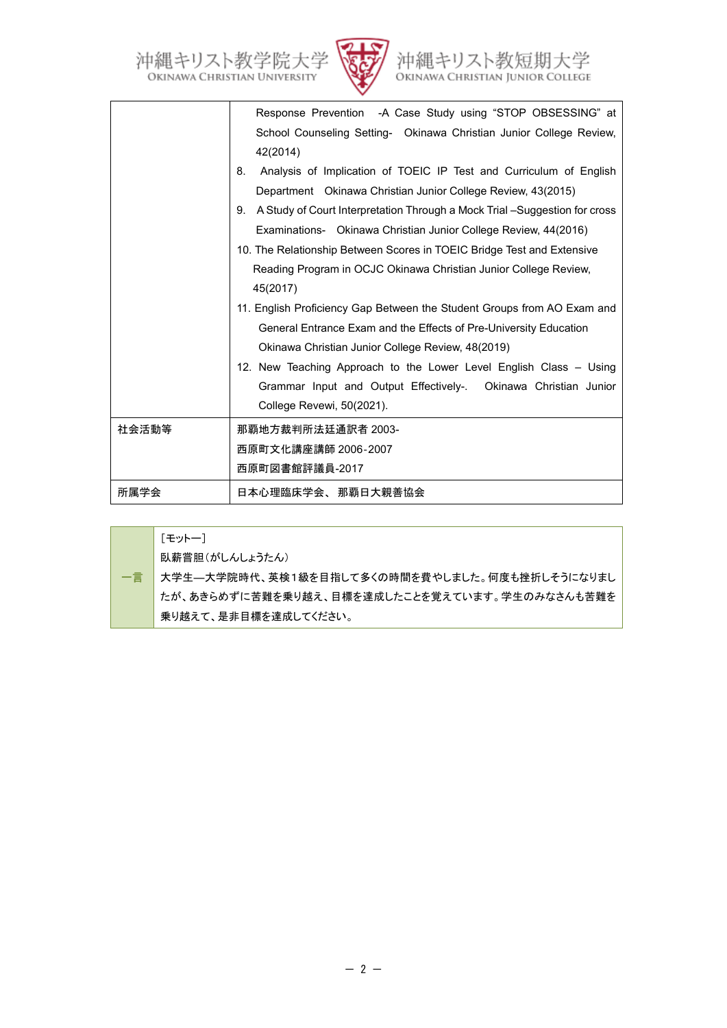| | |
|---|---|
| | Response Prevention -A Case Study using "STOP OBSESSING" at School Counseling Setting- Okinawa Christian Junior College Review, 42(2014)<br>8. Analysis of Implication of TOEIC IP Test and Curriculum of English Department Okinawa Christian Junior College Review, 43(2015)<br>9. A Study of Court Interpretation Through a Mock Trial –Suggestion for cross Examinations- Okinawa Christian Junior College Review, 44(2016)<br>10. The Relationship Between Scores in TOEIC Bridge Test and Extensive Reading Program in OCJC Okinawa Christian Junior College Review, 45(2017)<br>11. English Proficiency Gap Between the Student Groups from AO Exam and General Entrance Exam and the Effects of Pre-University Education Okinawa Christian Junior College Review, 48(2019)<br>12. New Teaching Approach to the Lower Level English Class – Using Grammar Input and Output Effectively-. Okinawa Christian Junior College Revewi, 50(2021). |
| 社会活動等 | 那覇地方裁判所法廷通訳者 2003-<br>西原町文化講座講師 2006-2007<br>西原町図書館評議員-2017 |
| 所属学会 | 日本心理臨床学会、 那覇日大親善協会 |

| | |
|---|---|
| 一言 | ［モットー］<br>臥薪嘗胆（がしんしょうたん）<br>大学生—大学院時代、英検1級を目指して多くの時間を費やしました。何度も挫折しそうになりましたが、あきらめずに苦難を乗り越え、目標を達成したことを覚えています。学生のみなさんも苦難を乗り越えて、是非目標を達成してください。 |